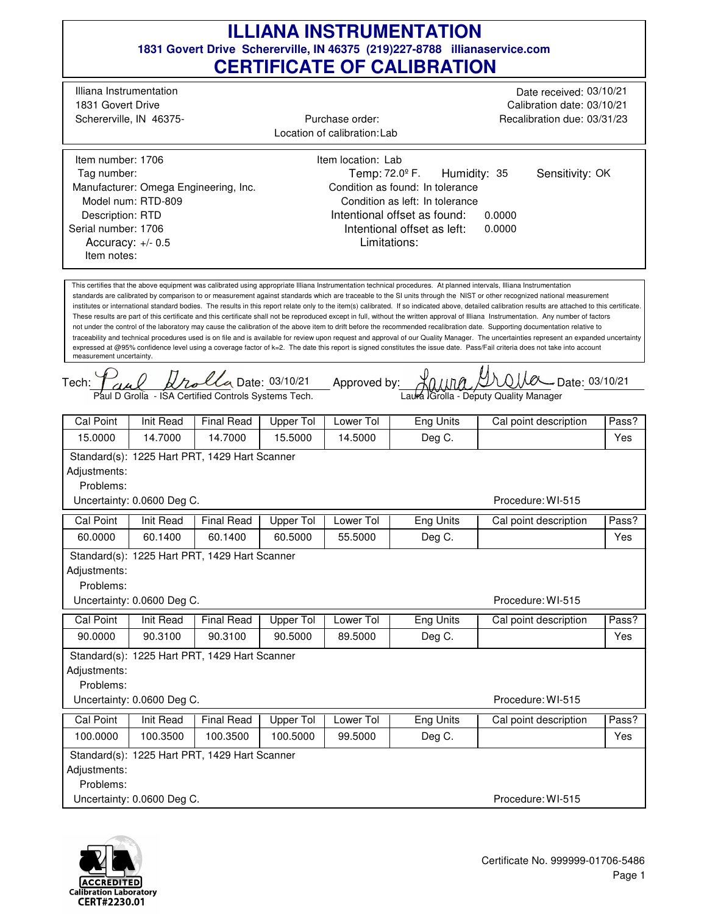# ILLIANA INSTRUMENTATION

**1831 Govert Drive Schererville, IN 46375 (219)227-8788 illianaservice.com**

## CERTIFICATE OF CALIBRATION

Illiana Instrumentation
1831 Govert Drive
Schererville, IN 46375-

Purchase order:
Location of calibration: Lab

Date received: 03/10/21
Calibration date: 03/10/21
Recalibration due: 03/31/23

Item number: 1706
Tag number:
Manufacturer: Omega Engineering, Inc.
Model num: RTD-809
Description: RTD
Serial number: 1706
Accuracy: +/- 0.5
Item notes:

Item location: Lab
Temp: 72.0º F. Humidity: 35 Sensitivity: OK
Condition as found: In tolerance
Condition as left: In tolerance
Intentional offset as found: 0.0000
Intentional offset as left: 0.0000
Limitations:

This certifies that the above equipment was calibrated using appropriate Illiana Instrumentation technical procedures. At planned intervals, Illiana Instrumentation standards are calibrated by comparison to or measurement against standards which are traceable to the SI units through the NIST or other recognized national measurement institutes or international standard bodies. The results in this report relate only to the item(s) calibrated. If so indicated above, detailed calibration results are attached to this certificate. These results are part of this certificate and this certificate shall not be reproduced except in full, without the written approval of Illiana Instrumentation. Any number of factors not under the control of the laboratory may cause the calibration of the above item to drift before the recommended recalibration date. Supporting documentation relative to traceability and technical procedures used is on file and is available for review upon request and approval of our Quality Manager. The uncertainties represent an expanded uncertainty expressed at @95% confidence level using a coverage factor of k=2. The date this report is signed constitutes the issue date. Pass/Fail criteria does not take into account measurement uncertainty.

Tech: Paul D Grolla - ISA Certified Controls Systems Tech. Date: 03/10/21
Approved by: Laura Grolla - Deputy Quality Manager Date: 03/10/21

| Cal Point | Init Read | Final Read | Upper Tol | Lower Tol | Eng Units | Cal point description | Pass? |
|---|---|---|---|---|---|---|---|
| 15.0000 | 14.7000 | 14.7000 | 15.5000 | 14.5000 | Deg C. | | Yes |

Standard(s): 1225 Hart PRT, 1429 Hart Scanner
Adjustments:
Problems:
Uncertainty: 0.0600 Deg C. Procedure: WI-515

| Cal Point | Init Read | Final Read | Upper Tol | Lower Tol | Eng Units | Cal point description | Pass? |
|---|---|---|---|---|---|---|---|
| 60.0000 | 60.1400 | 60.1400 | 60.5000 | 55.5000 | Deg C. | | Yes |

Standard(s): 1225 Hart PRT, 1429 Hart Scanner
Adjustments:
Problems:
Uncertainty: 0.0600 Deg C. Procedure: WI-515

| Cal Point | Init Read | Final Read | Upper Tol | Lower Tol | Eng Units | Cal point description | Pass? |
|---|---|---|---|---|---|---|---|
| 90.0000 | 90.3100 | 90.3100 | 90.5000 | 89.5000 | Deg C. | | Yes |

Standard(s): 1225 Hart PRT, 1429 Hart Scanner
Adjustments:
Problems:
Uncertainty: 0.0600 Deg C. Procedure: WI-515

| Cal Point | Init Read | Final Read | Upper Tol | Lower Tol | Eng Units | Cal point description | Pass? |
|---|---|---|---|---|---|---|---|
| 100.0000 | 100.3500 | 100.3500 | 100.5000 | 99.5000 | Deg C. | | Yes |

Standard(s): 1225 Hart PRT, 1429 Hart Scanner
Adjustments:
Problems:
Uncertainty: 0.0600 Deg C. Procedure: WI-515

ACCREDITED Calibration Laboratory CERT#2230.01

Certificate No. 999999-01706-5486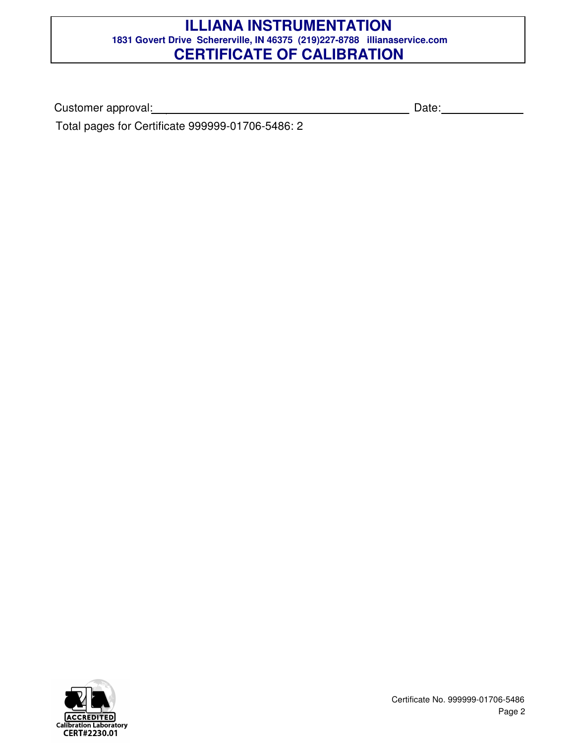# ILLIANA INSTRUMENTATION

**1831 Govert Drive Schererville, IN 46375 (219)227-8788 illianaservice.com**

## CERTIFICATE OF CALIBRATION

Customer approval:\_\_\_\_\_\_\_\_\_\_\_\_\_\_\_\_\_\_\_\_\_\_\_\_\_\_\_\_\_\_\_\_\_\_\_\_\_\_\_\_\_\_ Date:\_\_\_\_\_\_\_\_\_\_\_\_\_

Total pages for Certificate 999999-01706-5486: 2

ACCREDITED Calibration Laboratory CERT#2230.01

Certificate No. 999999-01706-5486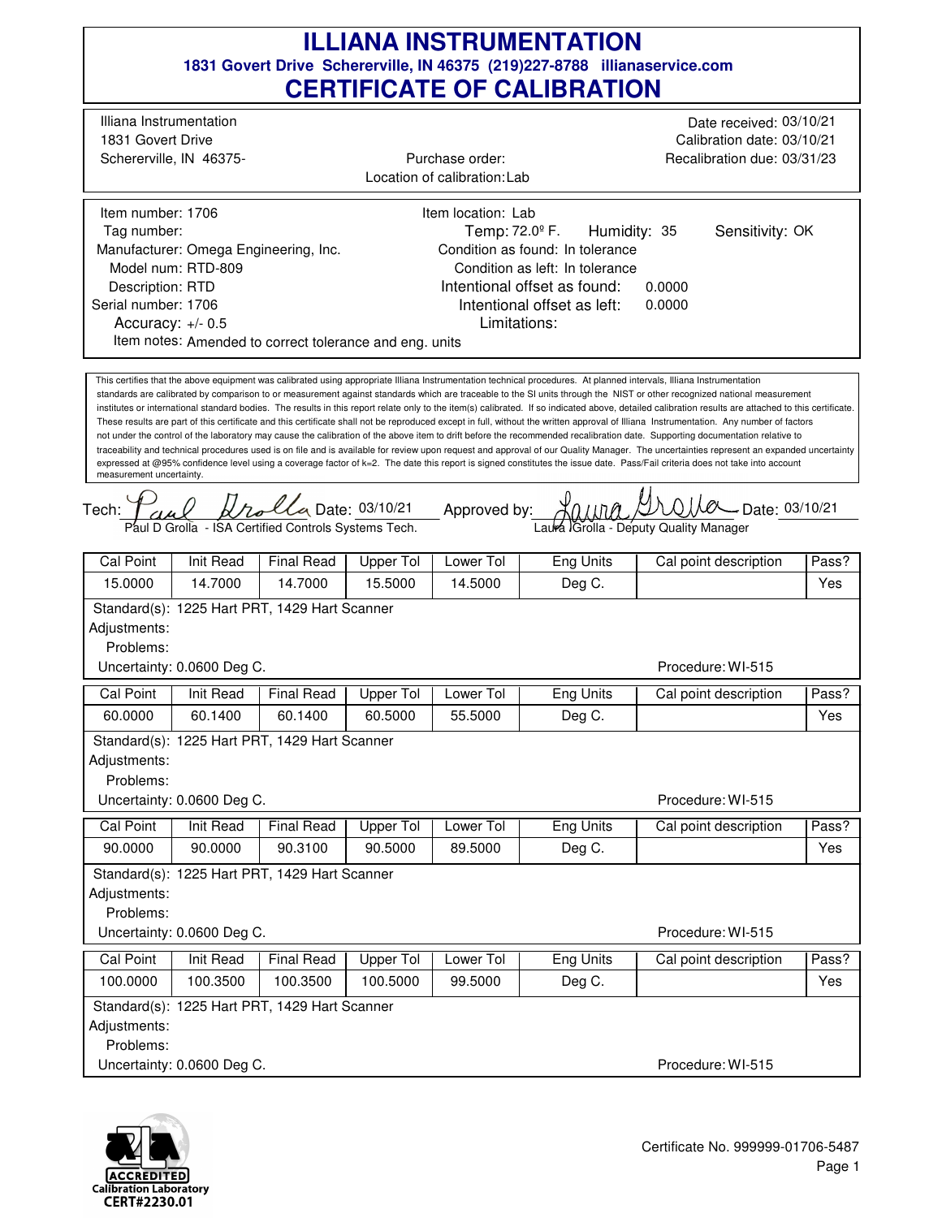# ILLIANA INSTRUMENTATION

**1831 Govert Drive Schererville, IN 46375 (219)227-8788 illianaservice.com**

## CERTIFICATE OF CALIBRATION

Illiana Instrumentation
1831 Govert Drive
Schererville, IN 46375-

Purchase order:
Location of calibration: Lab

Date received: 03/10/21
Calibration date: 03/10/21
Recalibration due: 03/31/23

Item number: 1706
Tag number:
Manufacturer: Omega Engineering, Inc.
Model num: RTD-809
Description: RTD
Serial number: 1706
Accuracy: +/- 0.5
Item notes: Amended to correct tolerance and eng. units

Item location: Lab
Temp: 72.0º F. Humidity: 35 Sensitivity: OK
Condition as found: In tolerance
Condition as left: In tolerance
Intentional offset as found: 0.0000
Intentional offset as left: 0.0000
Limitations:

This certifies that the above equipment was calibrated using appropriate Illiana Instrumentation technical procedures. At planned intervals, Illiana Instrumentation standards are calibrated by comparison to or measurement against standards which are traceable to the SI units through the NIST or other recognized national measurement institutes or international standard bodies. The results in this report relate only to the item(s) calibrated. If so indicated above, detailed calibration results are attached to this certificate. These results are part of this certificate and this certificate shall not be reproduced except in full, without the written approval of Illiana Instrumentation. Any number of factors not under the control of the laboratory may cause the calibration of the above item to drift before the recommended recalibration date. Supporting documentation relative to traceability and technical procedures used is on file and is available for review upon request and approval of our Quality Manager. The uncertainties represent an expanded uncertainty expressed at @95% confidence level using a coverage factor of k=2. The date this report is signed constitutes the issue date. Pass/Fail criteria does not take into account measurement uncertainty.

Tech: Paul D Grolla - ISA Certified Controls Systems Tech. Date: 03/10/21
Approved by: Laura Grolla - Deputy Quality Manager Date: 03/10/21

| Cal Point | Init Read | Final Read | Upper Tol | Lower Tol | Eng Units | Cal point description | Pass? |
|---|---|---|---|---|---|---|---|
| 15.0000 | 14.7000 | 14.7000 | 15.5000 | 14.5000 | Deg C. | | Yes |

Standard(s): 1225 Hart PRT, 1429 Hart Scanner
Adjustments:
Problems:
Uncertainty: 0.0600 Deg C. Procedure: WI-515

| Cal Point | Init Read | Final Read | Upper Tol | Lower Tol | Eng Units | Cal point description | Pass? |
|---|---|---|---|---|---|---|---|
| 60.0000 | 60.1400 | 60.1400 | 60.5000 | 55.5000 | Deg C. | | Yes |

Standard(s): 1225 Hart PRT, 1429 Hart Scanner
Adjustments:
Problems:
Uncertainty: 0.0600 Deg C. Procedure: WI-515

| Cal Point | Init Read | Final Read | Upper Tol | Lower Tol | Eng Units | Cal point description | Pass? |
|---|---|---|---|---|---|---|---|
| 90.0000 | 90.0000 | 90.3100 | 90.5000 | 89.5000 | Deg C. | | Yes |

Standard(s): 1225 Hart PRT, 1429 Hart Scanner
Adjustments:
Problems:
Uncertainty: 0.0600 Deg C. Procedure: WI-515

| Cal Point | Init Read | Final Read | Upper Tol | Lower Tol | Eng Units | Cal point description | Pass? |
|---|---|---|---|---|---|---|---|
| 100.0000 | 100.3500 | 100.3500 | 100.5000 | 99.5000 | Deg C. | | Yes |

Standard(s): 1225 Hart PRT, 1429 Hart Scanner
Adjustments:
Problems:
Uncertainty: 0.0600 Deg C. Procedure: WI-515

ACCREDITED Calibration Laboratory CERT#2230.01

Certificate No. 999999-01706-5487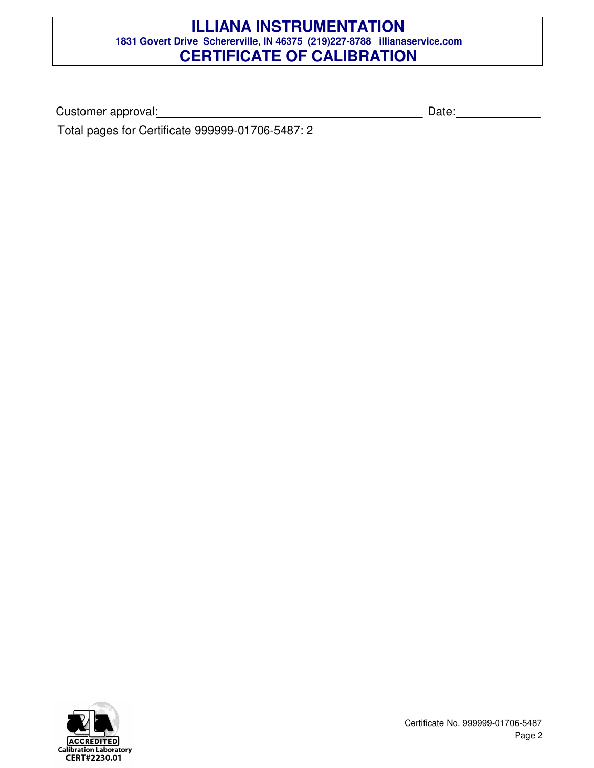# ILLIANA INSTRUMENTATION

**1831 Govert Drive Schererville, IN 46375 (219)227-8788 illianaservice.com**

## CERTIFICATE OF CALIBRATION

Customer approval:\_\_\_\_\_\_\_\_\_\_\_\_\_\_\_\_\_\_\_\_\_\_\_\_\_\_\_\_\_\_\_\_\_\_\_\_\_\_\_\_ Date:\_\_\_\_\_\_\_\_\_\_\_\_\_

Total pages for Certificate 999999-01706-5487: 2

ACCREDITED
Calibration Laboratory
CERT#2230.01

Certificate No. 999999-01706-5487